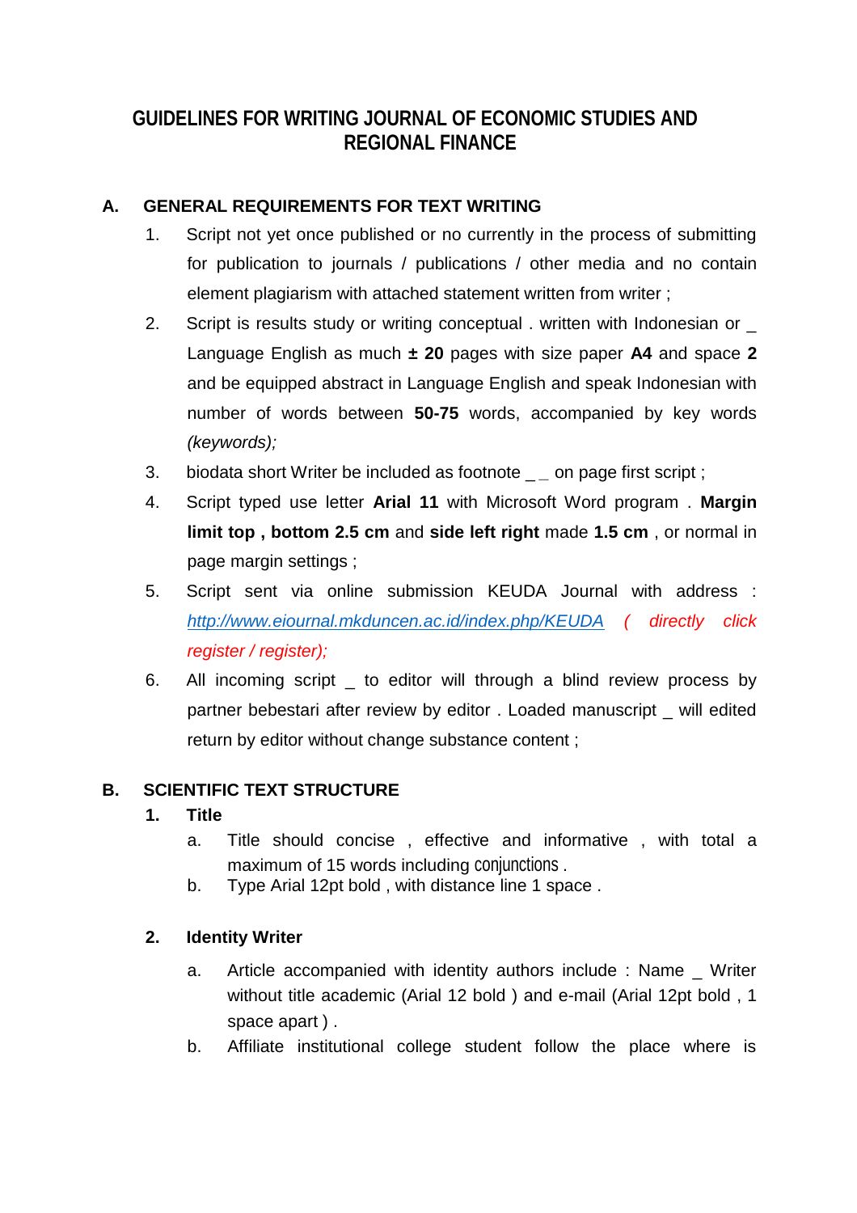# GUIDELINES FOR WRITING JOURNAL OF ECONOMIC STUDIES AND REGIONAL FINANCE

## A. GENERAL REQUIREMENTS FOR TEXT WRITING

1. Script not yet once published or no currently in the process of submitting for publication to journals / publications / other media and no contain element plagiarism with attached statement written from writer ;
2. Script is results study or writing conceptual . written with Indonesian or _ Language English as much **± 20** pages with size paper **A4** and space **2** and be equipped abstract in Language English and speak Indonesian with number of words between **50-75** words, accompanied by key words *(keywords);*
3. biodata short Writer be included as footnote _ _ on page first script ;
4. Script typed use letter **Arial 11** with Microsoft Word program . **Margin limit top , bottom 2.5 cm** and **side left right** made **1.5 cm** , or normal in page margin settings ;
5. Script sent via online submission KEUDA Journal with address : *http://www.ejournal.mkduncen.ac.id/index.php/KEUDA* *( directly click register / register);*
6. All incoming script _ to editor will through a blind review process by partner bebestari after review by editor . Loaded manuscript _ will edited return by editor without change substance content ;

## B. SCIENTIFIC TEXT STRUCTURE

### 1. Title

a. Title should concise , effective and informative , with total a maximum of 15 words including conjunctions .

b. Type Arial 12pt bold , with distance line 1 space .

### 2. Identity Writer

a. Article accompanied with identity authors include : Name _ Writer without title academic (Arial 12 bold ) and e-mail (Arial 12pt bold , 1 space apart ) .

b. Affiliate institutional college student follow the place where is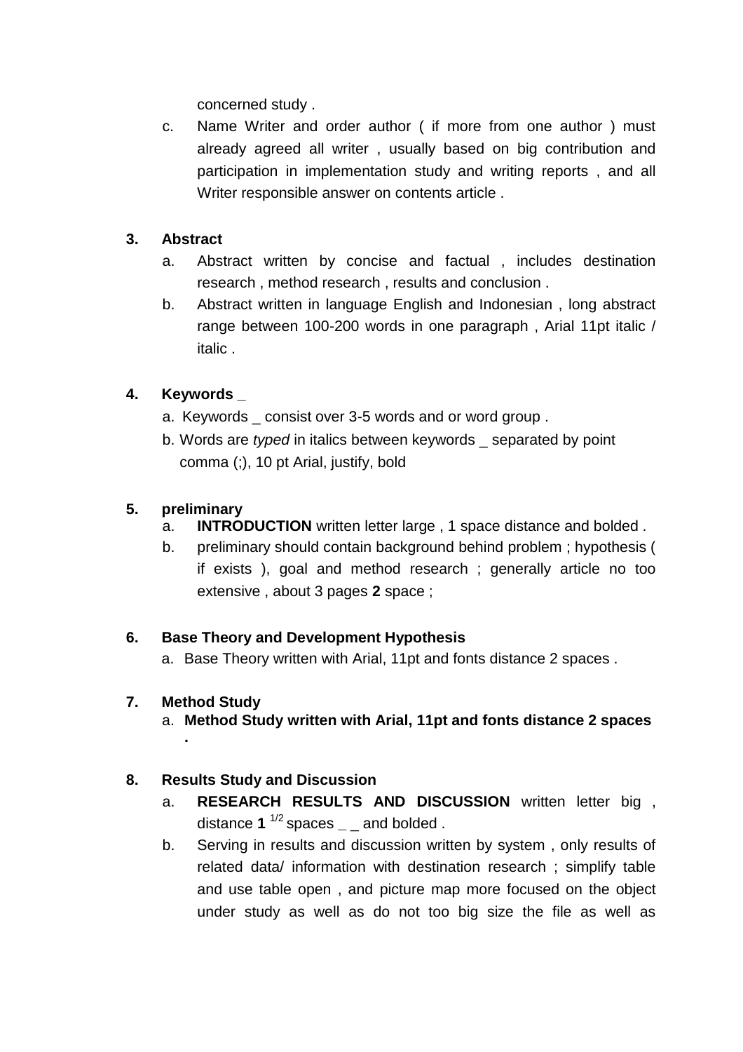concerned study .

c. Name Writer and order author ( if more from one author ) must already agreed all writer , usually based on big contribution and participation in implementation study and writing reports , and all Writer responsible answer on contents article .

3. **Abstract**
   a. Abstract written by concise and factual , includes destination research , method research , results and conclusion .
   b. Abstract written in language English and Indonesian , long abstract range between 100-200 words in one paragraph , Arial 11pt italic / italic .

4. **Keywords _**
   a. Keywords _ consist over 3-5 words and or word group .
   b. Words are *typed* in italics between keywords _ separated by point comma (;), 10 pt Arial, justify, bold

5. **preliminary**
   a. **INTRODUCTION** written letter large , 1 space distance and bolded .
   b. preliminary should contain background behind problem ; hypothesis ( if exists ), goal and method research ; generally article no too extensive , about 3 pages **2** space ;

6. **Base Theory and Development Hypothesis**
   a. Base Theory written with Arial, 11pt and fonts distance 2 spaces .

7. **Method Study**
   a. **Method Study written with Arial, 11pt and fonts distance 2 spaces .**

8. **Results Study and Discussion**
   a. **RESEARCH RESULTS AND DISCUSSION** written letter big , distance **1** $^{1/2}$ spaces _ _ and bolded .
   b. Serving in results and discussion written by system , only results of related data/ information with destination research ; simplify table and use table open , and picture map more focused on the object under study as well as do not too big size the file as well as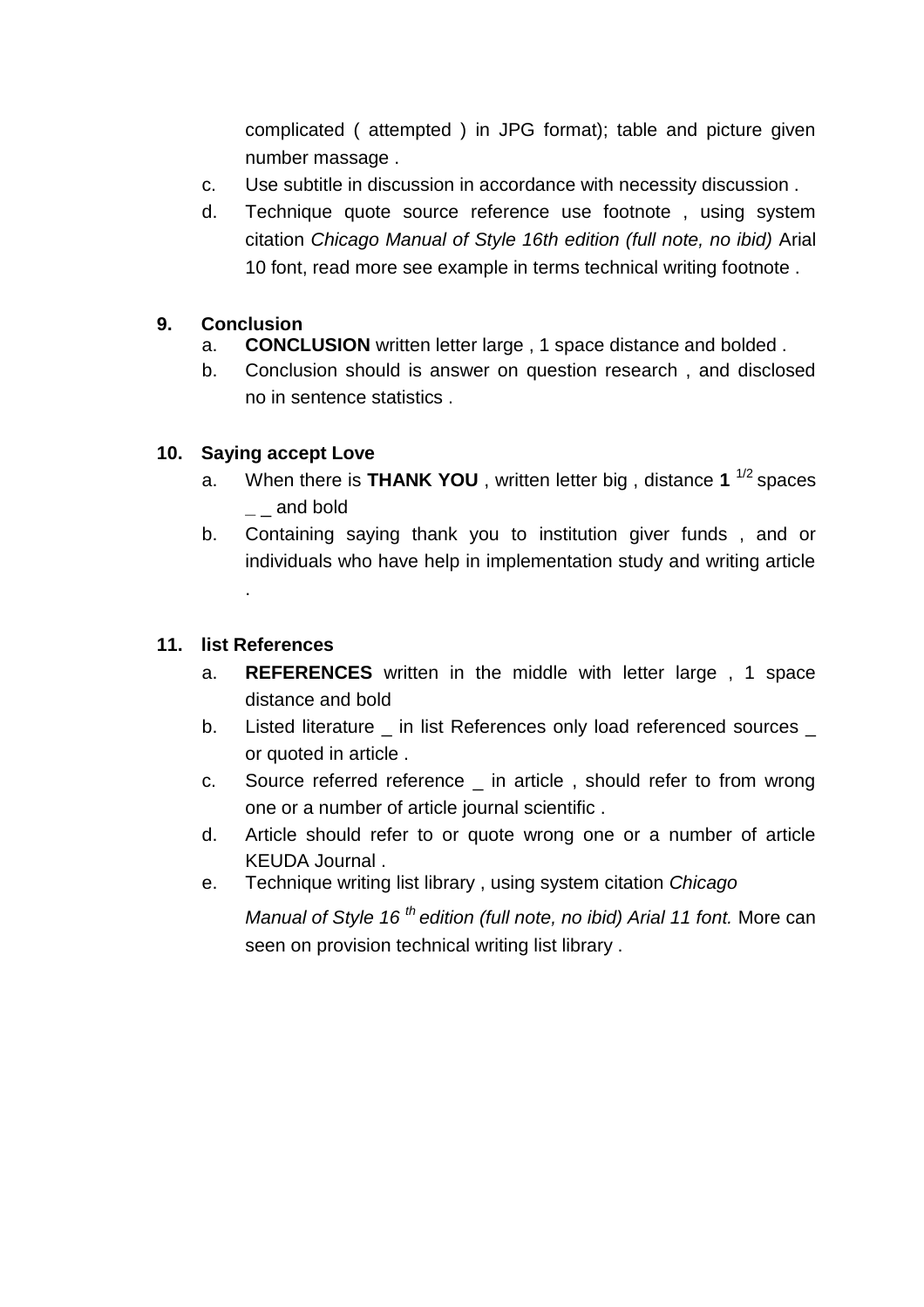complicated ( attempted ) in JPG format); table and picture given number massage .

c. Use subtitle in discussion in accordance with necessity discussion .
d. Technique quote source reference use footnote , using system citation *Chicago Manual of Style 16th edition (full note, no ibid)* Arial 10 font, read more see example in terms technical writing footnote .

**9. Conclusion**

a. **CONCLUSION** written letter large , 1 space distance and bolded .
b. Conclusion should is answer on question research , and disclosed no in sentence statistics .

**10. Saying accept Love**

a. When there is **THANK YOU** , written letter big , distance **1** $^{1/2}$ spaces _ _ and bold
b. Containing saying thank you to institution giver funds , and or individuals who have help in implementation study and writing article .

**11. list References**

a. **REFERENCES** written in the middle with letter large , 1 space distance and bold
b. Listed literature _ in list References only load referenced sources _ or quoted in article .
c. Source referred reference _ in article , should refer to from wrong one or a number of article journal scientific .
d. Article should refer to or quote wrong one or a number of article KEUDA Journal .
e. Technique writing list library , using system citation *Chicago Manual of Style 16 $^{th}$ edition (full note, no ibid) Arial 11 font.* More can seen on provision technical writing list library .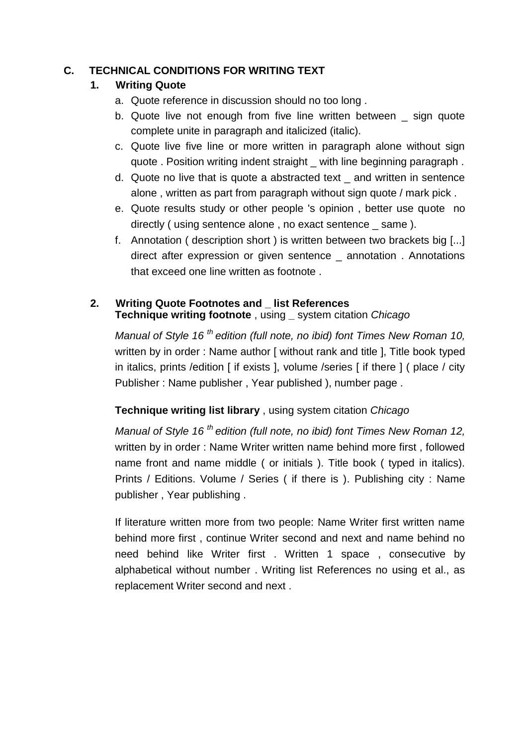## C. TECHNICAL CONDITIONS FOR WRITING TEXT

### 1. Writing Quote

a. Quote reference in discussion should no too long .
b. Quote live not enough from five line written between _ sign quote complete unite in paragraph and italicized (italic).
c. Quote live five line or more written in paragraph alone without sign quote . Position writing indent straight _ with line beginning paragraph .
d. Quote no live that is quote a abstracted text _ and written in sentence alone , written as part from paragraph without sign quote / mark pick .
e. Quote results study or other people 's opinion , better use quote no directly ( using sentence alone , no exact sentence _ same ).
f. Annotation ( description short ) is written between two brackets big [...] direct after expression or given sentence _ annotation . Annotations that exceed one line written as footnote .

### 2. Writing Quote Footnotes and _ list References

**Technique writing footnote** , using _ system citation *Chicago Manual of Style 16 th edition (full note, no ibid) font Times New Roman 10,* written by in order : Name author [ without rank and title ], Title book typed in italics, prints /edition [ if exists ], volume /series [ if there ] ( place / city Publisher : Name publisher , Year published ), number page .

**Technique writing list library** , using system citation *Chicago Manual of Style 16 th edition (full note, no ibid) font Times New Roman 12,* written by in order : Name Writer written name behind more first , followed name front and name middle ( or initials ). Title book ( typed in italics). Prints / Editions. Volume / Series ( if there is ). Publishing city : Name publisher , Year publishing .

If literature written more from two people: Name Writer first written name behind more first , continue Writer second and next and name behind no need behind like Writer first . Written 1 space , consecutive by alphabetical without number . Writing list References no using et al., as replacement Writer second and next .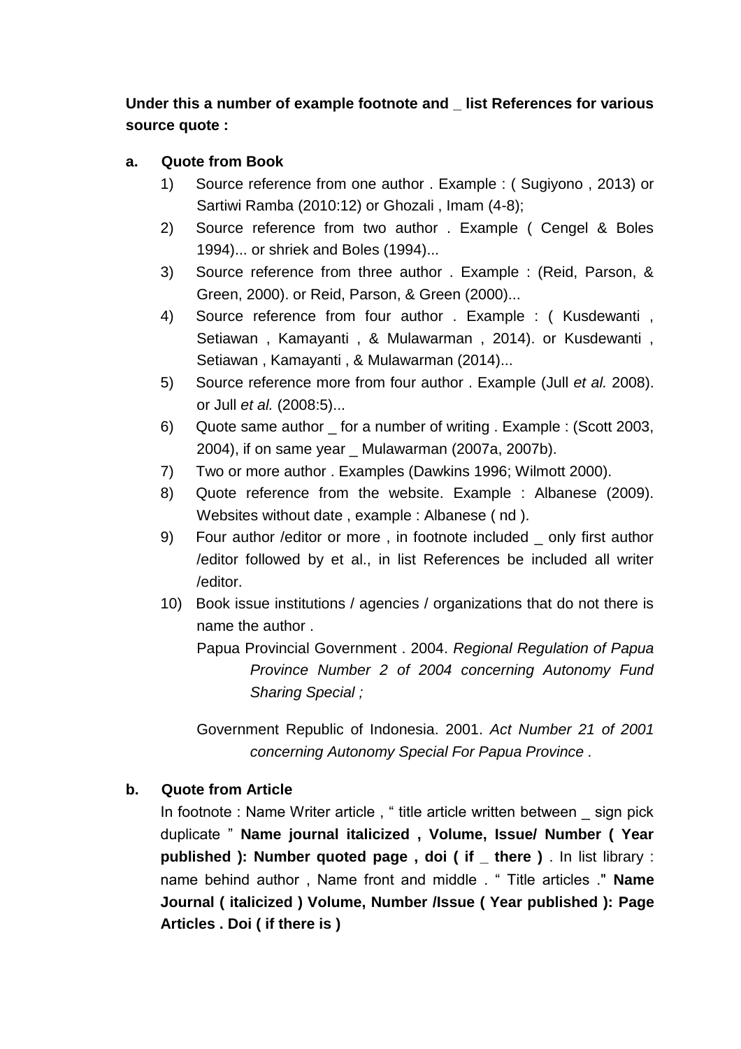**Under this a number of example footnote and _ list References for various source quote :**

**a. Quote from Book**

1) Source reference from one author . Example : ( Sugiyono , 2013) or Sartiwi Ramba (2010:12) or Ghozali , Imam (4-8);
2) Source reference from two author . Example ( Cengel & Boles 1994)... or shriek and Boles (1994)...
3) Source reference from three author . Example : (Reid, Parson, & Green, 2000). or Reid, Parson, & Green (2000)...
4) Source reference from four author . Example : ( Kusdewanti , Setiawan , Kamayanti , & Mulawarman , 2014). or Kusdewanti , Setiawan , Kamayanti , & Mulawarman (2014)...
5) Source reference more from four author . Example (Jull *et al.* 2008). or Jull *et al.* (2008:5)...
6) Quote same author _ for a number of writing . Example : (Scott 2003, 2004), if on same year _ Mulawarman (2007a, 2007b).
7) Two or more author . Examples (Dawkins 1996; Wilmott 2000).
8) Quote reference from the website. Example : Albanese (2009). Websites without date , example : Albanese ( nd ).
9) Four author /editor or more , in footnote included _ only first author /editor followed by et al., in list References be included all writer /editor.
10) Book issue institutions / agencies / organizations that do not there is name the author .

    Papua Provincial Government . 2004. *Regional Regulation of Papua Province Number 2 of 2004 concerning Autonomy Fund Sharing Special ;*

    Government Republic of Indonesia. 2001. *Act Number 21 of 2001 concerning Autonomy Special For Papua Province .*

**b. Quote from Article**

In footnote : Name Writer article , " title article written between _ sign pick duplicate " **Name journal italicized , Volume, Issue/ Number ( Year published ): Number quoted page , doi ( if _ there )** . In list library : name behind author , Name front and middle . " Title articles ." **Name Journal ( italicized ) Volume, Number /Issue ( Year published ): Page Articles . Doi ( if there is )**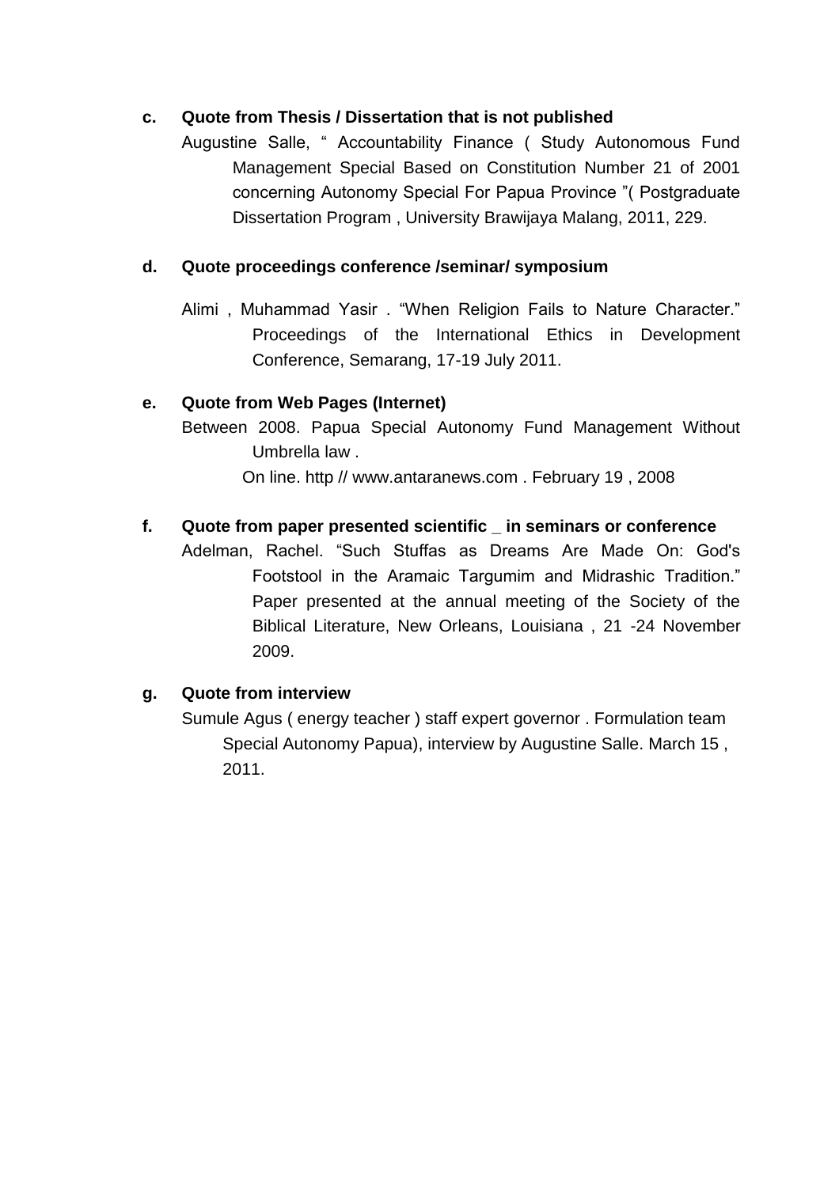**c. Quote from Thesis / Dissertation that is not published**

Augustine Salle, " Accountability Finance ( Study Autonomous Fund Management Special Based on Constitution Number 21 of 2001 concerning Autonomy Special For Papua Province "( Postgraduate Dissertation Program , University Brawijaya Malang, 2011, 229.

**d. Quote proceedings conference /seminar/ symposium**

Alimi , Muhammad Yasir . "When Religion Fails to Nature Character." Proceedings of the International Ethics in Development Conference, Semarang, 17-19 July 2011.

**e. Quote from Web Pages (Internet)**

Between 2008. Papua Special Autonomy Fund Management Without Umbrella law .

On line. http // www.antaranews.com . February 19 , 2008

**f. Quote from paper presented scientific _ in seminars or conference**

Adelman, Rachel. "Such Stuffas as Dreams Are Made On: God's Footstool in the Aramaic Targumim and Midrashic Tradition." Paper presented at the annual meeting of the Society of the Biblical Literature, New Orleans, Louisiana , 21 -24 November 2009.

**g. Quote from interview**

Sumule Agus ( energy teacher ) staff expert governor . Formulation team Special Autonomy Papua), interview by Augustine Salle. March 15 , 2011.